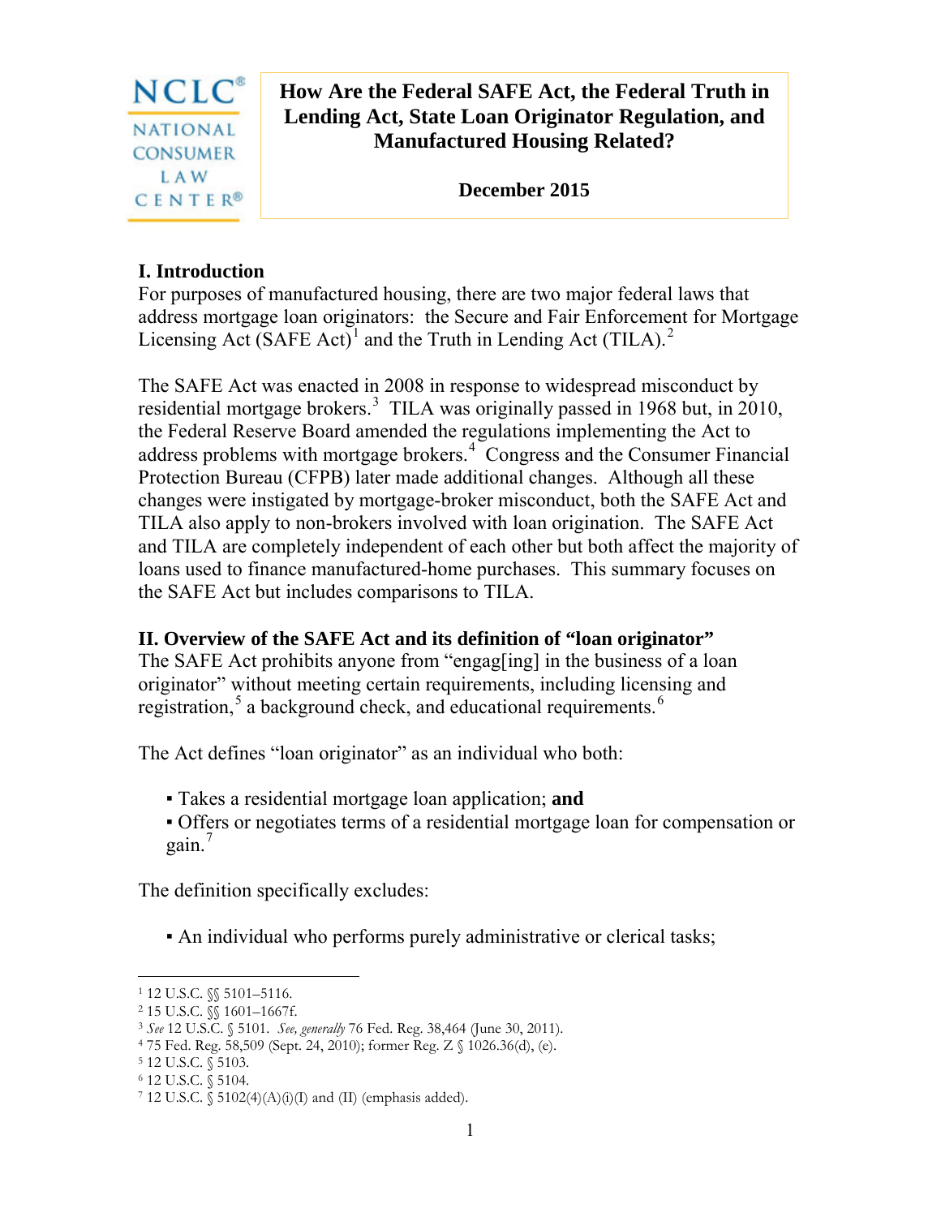NCLC® NATIONAL CONSUMER LAW CENTER®

# How Are the Federal SAFE Act, the Federal Truth in Lending Act, State Loan Originator Regulation, and Manufactured Housing Related?

**December 2015**

## I. Introduction

For purposes of manufactured housing, there are two major federal laws that address mortgage loan originators: the Secure and Fair Enforcement for Mortgage Licensing Act (SAFE Act)[1] and the Truth in Lending Act (TILA).[2]

The SAFE Act was enacted in 2008 in response to widespread misconduct by residential mortgage brokers.[3] TILA was originally passed in 1968 but, in 2010, the Federal Reserve Board amended the regulations implementing the Act to address problems with mortgage brokers.[4] Congress and the Consumer Financial Protection Bureau (CFPB) later made additional changes. Although all these changes were instigated by mortgage-broker misconduct, both the SAFE Act and TILA also apply to non-brokers involved with loan origination. The SAFE Act and TILA are completely independent of each other but both affect the majority of loans used to finance manufactured-home purchases. This summary focuses on the SAFE Act but includes comparisons to TILA.

## II. Overview of the SAFE Act and its definition of "loan originator"

The SAFE Act prohibits anyone from "engag[ing] in the business of a loan originator" without meeting certain requirements, including licensing and registration,[5] a background check, and educational requirements.[6]

The Act defines "loan originator" as an individual who both:

- Takes a residential mortgage loan application; **and**
- Offers or negotiates terms of a residential mortgage loan for compensation or gain.[7]

The definition specifically excludes:

- An individual who performs purely administrative or clerical tasks;

---

[1] 12 U.S.C. §§ 5101–5116.

[2] 15 U.S.C. §§ 1601–1667f.

[3] *See* 12 U.S.C. § 5101. *See, generally* 76 Fed. Reg. 38,464 (June 30, 2011).

[4] 75 Fed. Reg. 58,509 (Sept. 24, 2010); former Reg. Z § 1026.36(d), (e).

[5] 12 U.S.C. § 5103.

[6] 12 U.S.C. § 5104.

[7] 12 U.S.C. § 5102(4)(A)(i)(I) and (II) (emphasis added).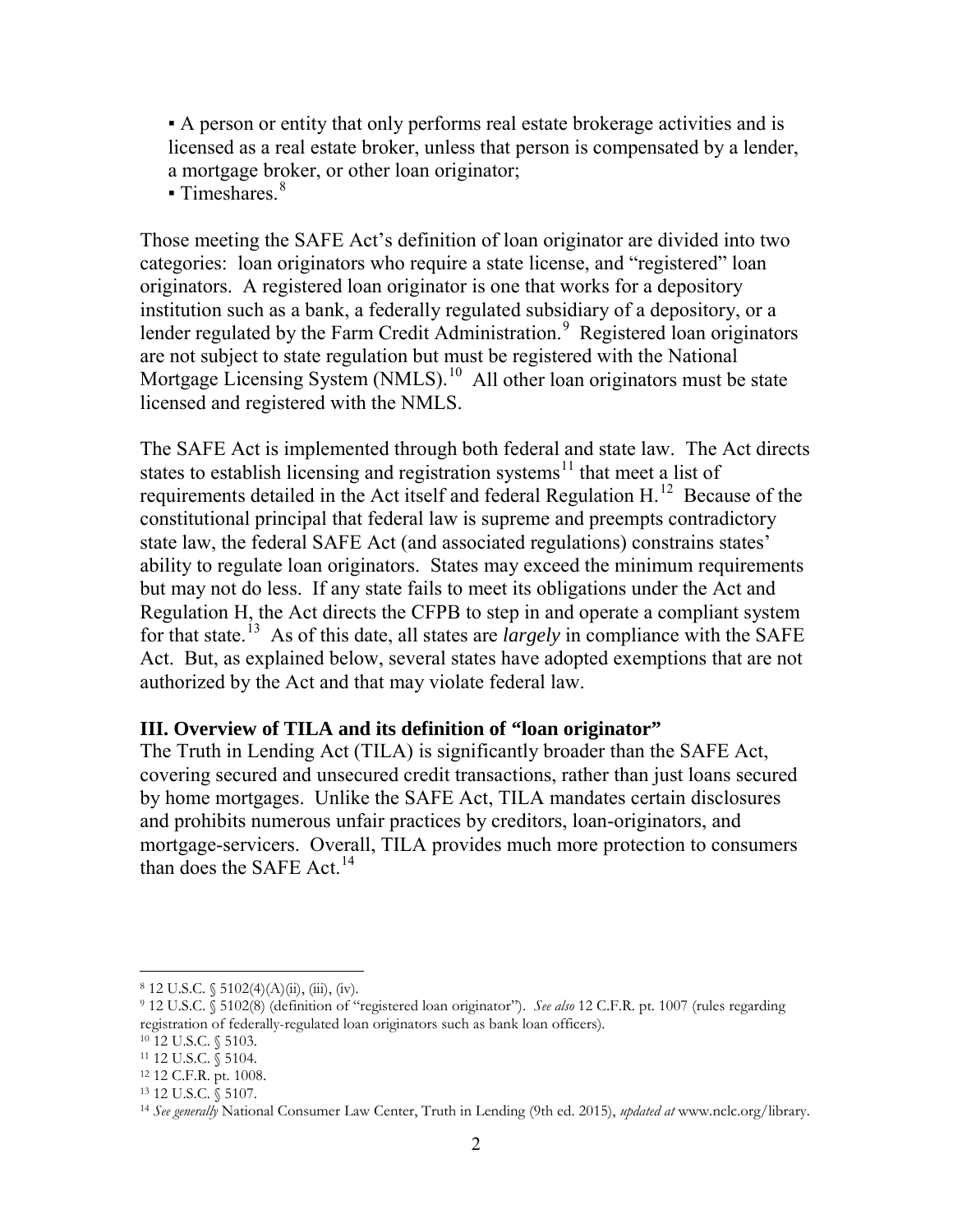▪ A person or entity that only performs real estate brokerage activities and is licensed as a real estate broker, unless that person is compensated by a lender, a mortgage broker, or other loan originator;

▪ Timeshares.[8]

Those meeting the SAFE Act's definition of loan originator are divided into two categories: loan originators who require a state license, and "registered" loan originators. A registered loan originator is one that works for a depository institution such as a bank, a federally regulated subsidiary of a depository, or a lender regulated by the Farm Credit Administration.[9] Registered loan originators are not subject to state regulation but must be registered with the National Mortgage Licensing System (NMLS).[10] All other loan originators must be state licensed and registered with the NMLS.

The SAFE Act is implemented through both federal and state law. The Act directs states to establish licensing and registration systems[11] that meet a list of requirements detailed in the Act itself and federal Regulation H.[12] Because of the constitutional principal that federal law is supreme and preempts contradictory state law, the federal SAFE Act (and associated regulations) constrains states' ability to regulate loan originators. States may exceed the minimum requirements but may not do less. If any state fails to meet its obligations under the Act and Regulation H, the Act directs the CFPB to step in and operate a compliant system for that state.[13] As of this date, all states are *largely* in compliance with the SAFE Act. But, as explained below, several states have adopted exemptions that are not authorized by the Act and that may violate federal law.

### III. Overview of TILA and its definition of "loan originator"

The Truth in Lending Act (TILA) is significantly broader than the SAFE Act, covering secured and unsecured credit transactions, rather than just loans secured by home mortgages. Unlike the SAFE Act, TILA mandates certain disclosures and prohibits numerous unfair practices by creditors, loan-originators, and mortgage-servicers. Overall, TILA provides much more protection to consumers than does the SAFE Act.[14]

---

[8] 12 U.S.C. § 5102(4)(A)(ii), (iii), (iv).

[9] 12 U.S.C. § 5102(8) (definition of "registered loan originator"). *See also* 12 C.F.R. pt. 1007 (rules regarding registration of federally-regulated loan originators such as bank loan officers).

[10] 12 U.S.C. § 5103.

[11] 12 U.S.C. § 5104.

[12] 12 C.F.R. pt. 1008.

[13] 12 U.S.C. § 5107.

[14] *See generally* National Consumer Law Center, Truth in Lending (9th ed. 2015), *updated at* www.nclc.org/library.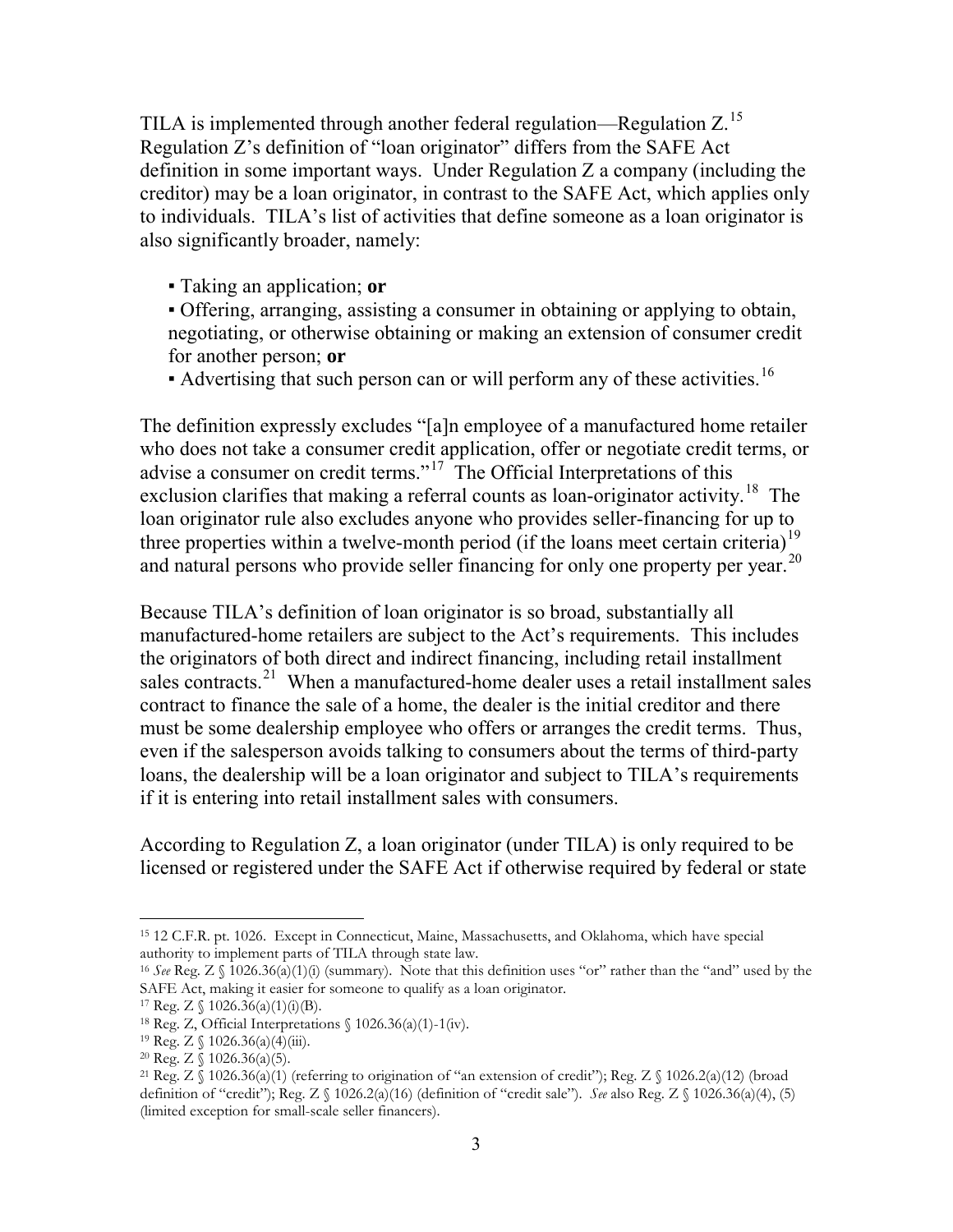TILA is implemented through another federal regulation—Regulation Z.[15] Regulation Z's definition of "loan originator" differs from the SAFE Act definition in some important ways. Under Regulation Z a company (including the creditor) may be a loan originator, in contrast to the SAFE Act, which applies only to individuals. TILA's list of activities that define someone as a loan originator is also significantly broader, namely:

- Taking an application; **or**
- Offering, arranging, assisting a consumer in obtaining or applying to obtain, negotiating, or otherwise obtaining or making an extension of consumer credit for another person; **or**
- Advertising that such person can or will perform any of these activities.[16]

The definition expressly excludes "[a]n employee of a manufactured home retailer who does not take a consumer credit application, offer or negotiate credit terms, or advise a consumer on credit terms."[17] The Official Interpretations of this exclusion clarifies that making a referral counts as loan-originator activity.[18] The loan originator rule also excludes anyone who provides seller-financing for up to three properties within a twelve-month period (if the loans meet certain criteria)[19] and natural persons who provide seller financing for only one property per year.[20]

Because TILA's definition of loan originator is so broad, substantially all manufactured-home retailers are subject to the Act's requirements. This includes the originators of both direct and indirect financing, including retail installment sales contracts.[21] When a manufactured-home dealer uses a retail installment sales contract to finance the sale of a home, the dealer is the initial creditor and there must be some dealership employee who offers or arranges the credit terms. Thus, even if the salesperson avoids talking to consumers about the terms of third-party loans, the dealership will be a loan originator and subject to TILA's requirements if it is entering into retail installment sales with consumers.

According to Regulation Z, a loan originator (under TILA) is only required to be licensed or registered under the SAFE Act if otherwise required by federal or state

---

[15] 12 C.F.R. pt. 1026. Except in Connecticut, Maine, Massachusetts, and Oklahoma, which have special authority to implement parts of TILA through state law.

[16] *See* Reg. Z § 1026.36(a)(1)(i) (summary). Note that this definition uses "or" rather than the "and" used by the SAFE Act, making it easier for someone to qualify as a loan originator.

[17] Reg. Z § 1026.36(a)(1)(i)(B).

[18] Reg. Z, Official Interpretations § 1026.36(a)(1)-1(iv).

[19] Reg. Z § 1026.36(a)(4)(iii).

[20] Reg. Z § 1026.36(a)(5).

[21] Reg. Z § 1026.36(a)(1) (referring to origination of "an extension of credit"); Reg. Z § 1026.2(a)(12) (broad definition of "credit"); Reg. Z § 1026.2(a)(16) (definition of "credit sale"). *See* also Reg. Z § 1026.36(a)(4), (5) (limited exception for small-scale seller financers).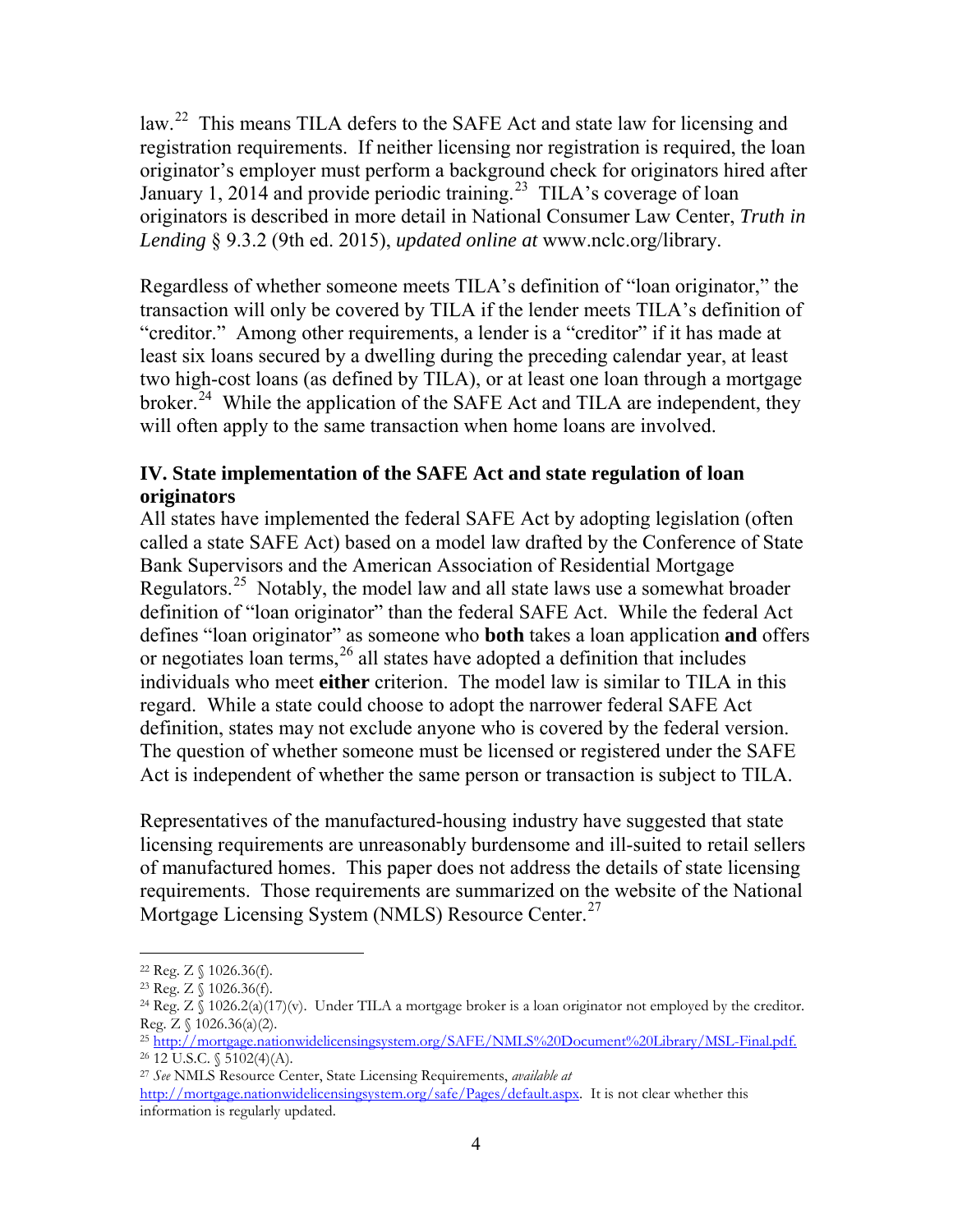law.[22] This means TILA defers to the SAFE Act and state law for licensing and registration requirements. If neither licensing nor registration is required, the loan originator's employer must perform a background check for originators hired after January 1, 2014 and provide periodic training.[23] TILA's coverage of loan originators is described in more detail in National Consumer Law Center, *Truth in Lending* § 9.3.2 (9th ed. 2015), *updated online at* www.nclc.org/library.

Regardless of whether someone meets TILA's definition of "loan originator," the transaction will only be covered by TILA if the lender meets TILA's definition of "creditor." Among other requirements, a lender is a "creditor" if it has made at least six loans secured by a dwelling during the preceding calendar year, at least two high-cost loans (as defined by TILA), or at least one loan through a mortgage broker.[24] While the application of the SAFE Act and TILA are independent, they will often apply to the same transaction when home loans are involved.

## IV. State implementation of the SAFE Act and state regulation of loan originators

All states have implemented the federal SAFE Act by adopting legislation (often called a state SAFE Act) based on a model law drafted by the Conference of State Bank Supervisors and the American Association of Residential Mortgage Regulators.[25] Notably, the model law and all state laws use a somewhat broader definition of "loan originator" than the federal SAFE Act. While the federal Act defines "loan originator" as someone who **both** takes a loan application **and** offers or negotiates loan terms,[26] all states have adopted a definition that includes individuals who meet **either** criterion. The model law is similar to TILA in this regard. While a state could choose to adopt the narrower federal SAFE Act definition, states may not exclude anyone who is covered by the federal version. The question of whether someone must be licensed or registered under the SAFE Act is independent of whether the same person or transaction is subject to TILA.

Representatives of the manufactured-housing industry have suggested that state licensing requirements are unreasonably burdensome and ill-suited to retail sellers of manufactured homes. This paper does not address the details of state licensing requirements. Those requirements are summarized on the website of the National Mortgage Licensing System (NMLS) Resource Center.[27]

---

[22] Reg. Z § 1026.36(f).

[23] Reg. Z § 1026.36(f).

[24] Reg. Z § 1026.2(a)(17)(v). Under TILA a mortgage broker is a loan originator not employed by the creditor. Reg. Z § 1026.36(a)(2).

[25] http://mortgage.nationwidelicensingsystem.org/SAFE/NMLS%20Document%20Library/MSL-Final.pdf.

[26] 12 U.S.C. § 5102(4)(A).

[27] *See* NMLS Resource Center, State Licensing Requirements, *available at* http://mortgage.nationwidelicensingsystem.org/safe/Pages/default.aspx. It is not clear whether this information is regularly updated.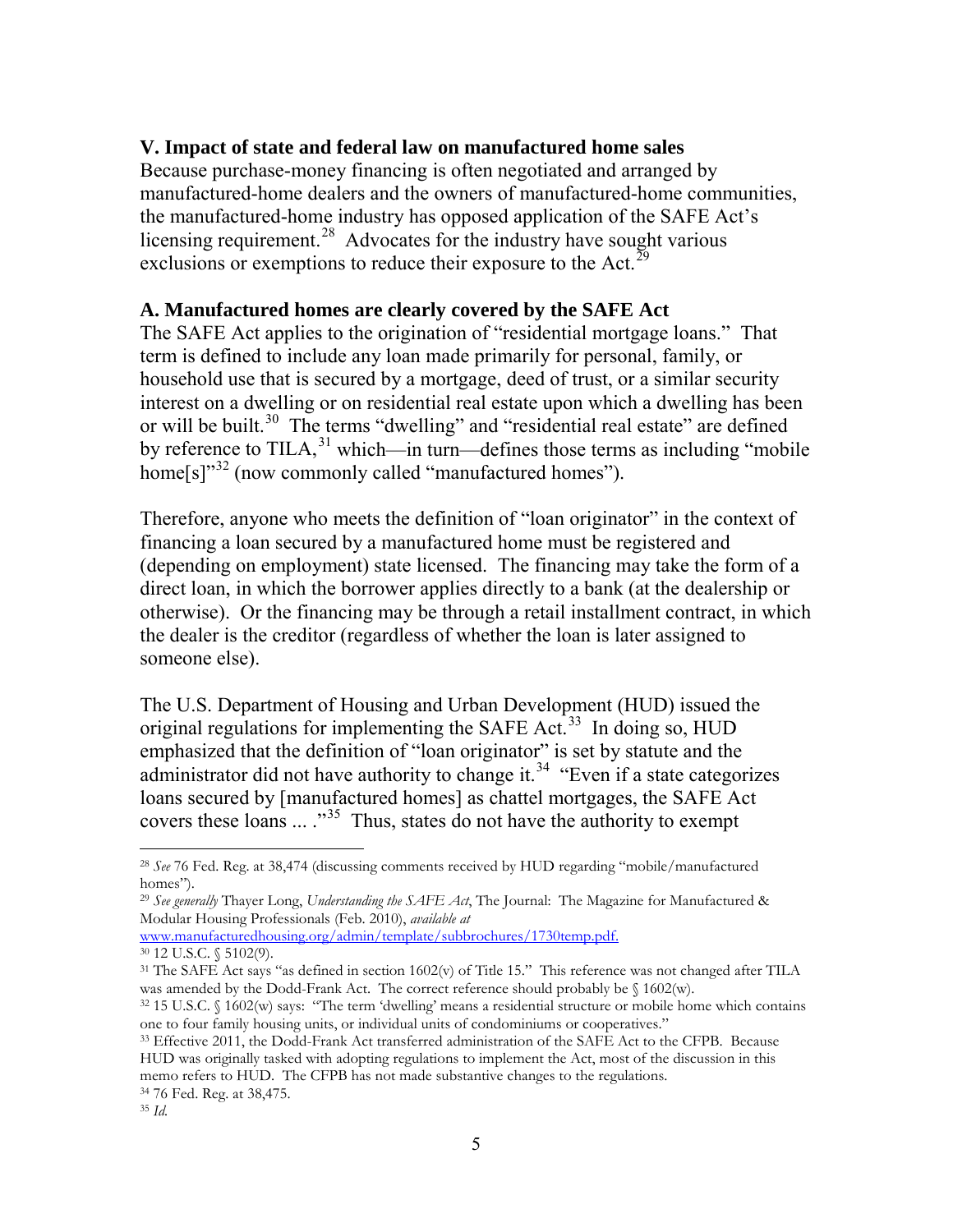## V. Impact of state and federal law on manufactured home sales

Because purchase-money financing is often negotiated and arranged by manufactured-home dealers and the owners of manufactured-home communities, the manufactured-home industry has opposed application of the SAFE Act's licensing requirement.[28] Advocates for the industry have sought various exclusions or exemptions to reduce their exposure to the Act.[29]

### A. Manufactured homes are clearly covered by the SAFE Act

The SAFE Act applies to the origination of "residential mortgage loans." That term is defined to include any loan made primarily for personal, family, or household use that is secured by a mortgage, deed of trust, or a similar security interest on a dwelling or on residential real estate upon which a dwelling has been or will be built.[30] The terms "dwelling" and "residential real estate" are defined by reference to TILA,[31] which—in turn—defines those terms as including "mobile home[s]"[32] (now commonly called "manufactured homes").

Therefore, anyone who meets the definition of "loan originator" in the context of financing a loan secured by a manufactured home must be registered and (depending on employment) state licensed. The financing may take the form of a direct loan, in which the borrower applies directly to a bank (at the dealership or otherwise). Or the financing may be through a retail installment contract, in which the dealer is the creditor (regardless of whether the loan is later assigned to someone else).

The U.S. Department of Housing and Urban Development (HUD) issued the original regulations for implementing the SAFE Act.[33] In doing so, HUD emphasized that the definition of "loan originator" is set by statute and the administrator did not have authority to change it.[34] "Even if a state categorizes loans secured by [manufactured homes] as chattel mortgages, the SAFE Act covers these loans ... ."[35] Thus, states do not have the authority to exempt

---

[28] *See* 76 Fed. Reg. at 38,474 (discussing comments received by HUD regarding "mobile/manufactured homes").

[29] *See generally* Thayer Long, *Understanding the SAFE Act*, The Journal: The Magazine for Manufactured & Modular Housing Professionals (Feb. 2010), *available at* www.manufacturedhousing.org/admin/template/subbrochures/1730temp.pdf.

[30] 12 U.S.C. § 5102(9).

[31] The SAFE Act says "as defined in section 1602(v) of Title 15." This reference was not changed after TILA was amended by the Dodd-Frank Act. The correct reference should probably be § 1602(w).

[32] 15 U.S.C. § 1602(w) says: "The term 'dwelling' means a residential structure or mobile home which contains one to four family housing units, or individual units of condominiums or cooperatives."

[33] Effective 2011, the Dodd-Frank Act transferred administration of the SAFE Act to the CFPB. Because HUD was originally tasked with adopting regulations to implement the Act, most of the discussion in this memo refers to HUD. The CFPB has not made substantive changes to the regulations.

[34] 76 Fed. Reg. at 38,475.

[35] *Id.*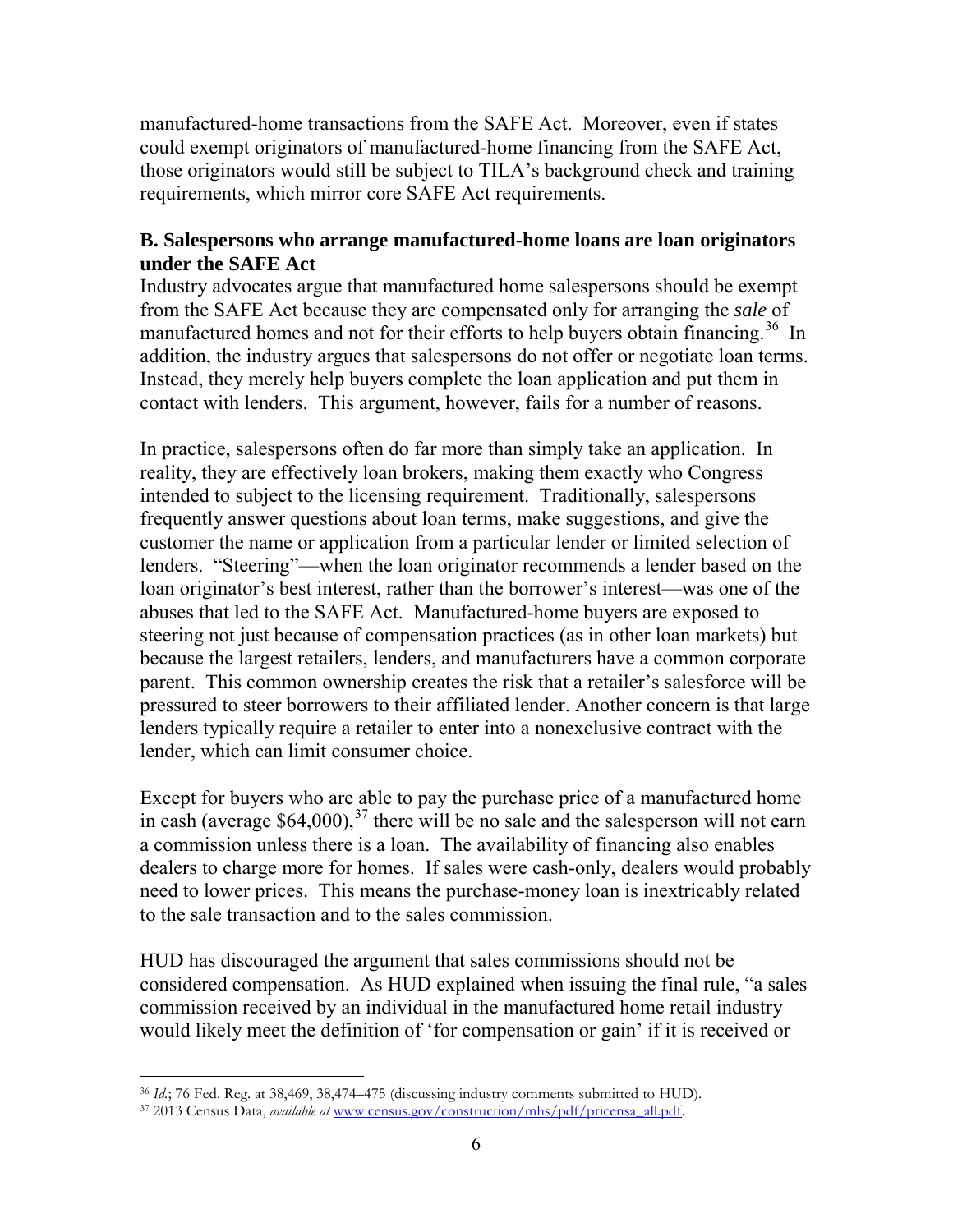manufactured-home transactions from the SAFE Act. Moreover, even if states could exempt originators of manufactured-home financing from the SAFE Act, those originators would still be subject to TILA's background check and training requirements, which mirror core SAFE Act requirements.

### B. Salespersons who arrange manufactured-home loans are loan originators under the SAFE Act

Industry advocates argue that manufactured home salespersons should be exempt from the SAFE Act because they are compensated only for arranging the *sale* of manufactured homes and not for their efforts to help buyers obtain financing.[36] In addition, the industry argues that salespersons do not offer or negotiate loan terms. Instead, they merely help buyers complete the loan application and put them in contact with lenders. This argument, however, fails for a number of reasons.

In practice, salespersons often do far more than simply take an application. In reality, they are effectively loan brokers, making them exactly who Congress intended to subject to the licensing requirement. Traditionally, salespersons frequently answer questions about loan terms, make suggestions, and give the customer the name or application from a particular lender or limited selection of lenders. "Steering"—when the loan originator recommends a lender based on the loan originator's best interest, rather than the borrower's interest—was one of the abuses that led to the SAFE Act. Manufactured-home buyers are exposed to steering not just because of compensation practices (as in other loan markets) but because the largest retailers, lenders, and manufacturers have a common corporate parent. This common ownership creates the risk that a retailer's salesforce will be pressured to steer borrowers to their affiliated lender. Another concern is that large lenders typically require a retailer to enter into a nonexclusive contract with the lender, which can limit consumer choice.

Except for buyers who are able to pay the purchase price of a manufactured home in cash (average $64,000),[37] there will be no sale and the salesperson will not earn a commission unless there is a loan. The availability of financing also enables dealers to charge more for homes. If sales were cash-only, dealers would probably need to lower prices. This means the purchase-money loan is inextricably related to the sale transaction and to the sales commission.

HUD has discouraged the argument that sales commissions should not be considered compensation. As HUD explained when issuing the final rule, "a sales commission received by an individual in the manufactured home retail industry would likely meet the definition of 'for compensation or gain' if it is received or

---

[36] *Id.*; 76 Fed. Reg. at 38,469, 38,474–475 (discussing industry comments submitted to HUD).

[37] 2013 Census Data, *available at* www.census.gov/construction/mhs/pdf/pricensa_all.pdf.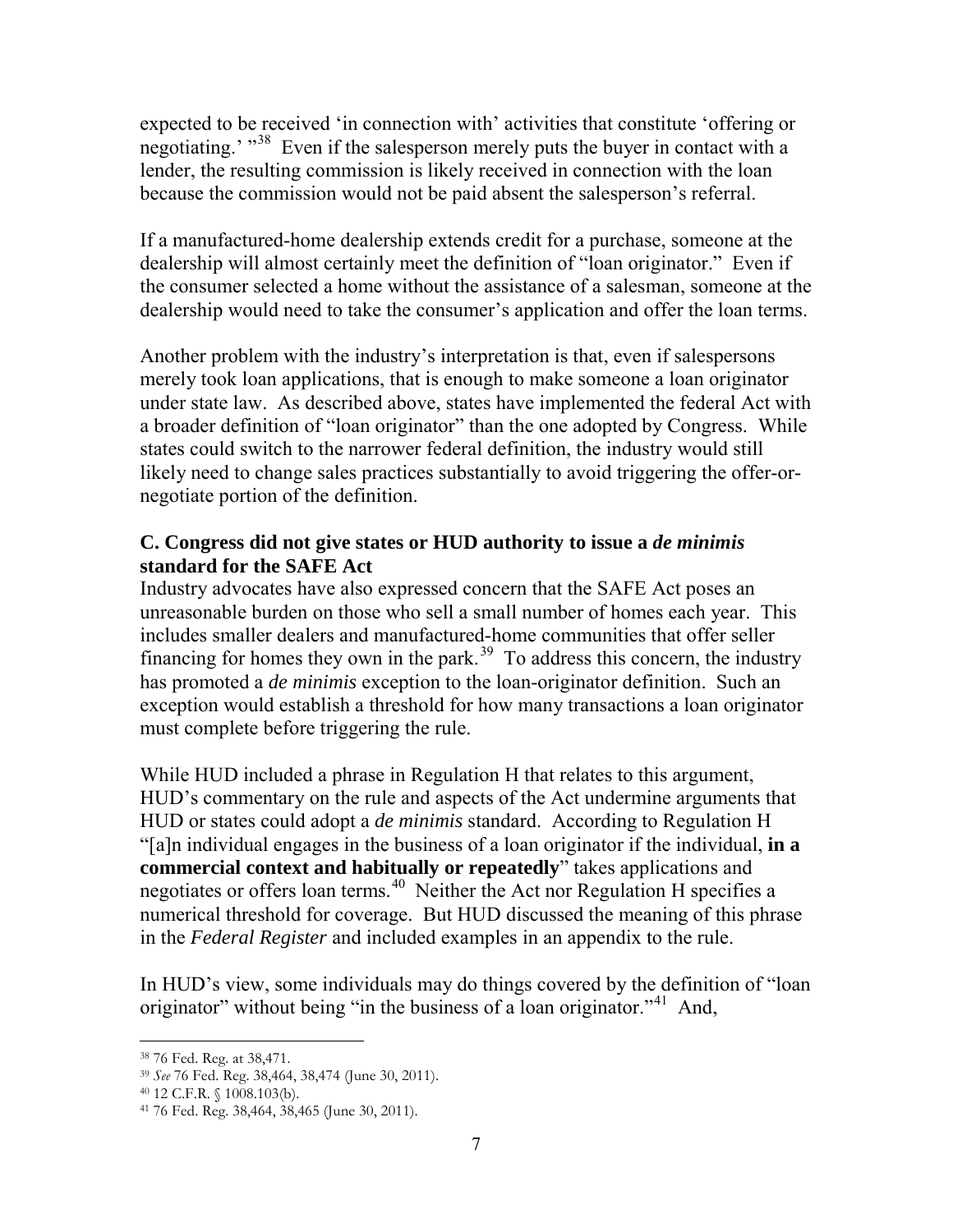expected to be received 'in connection with' activities that constitute 'offering or negotiating.' "[38] Even if the salesperson merely puts the buyer in contact with a lender, the resulting commission is likely received in connection with the loan because the commission would not be paid absent the salesperson's referral.

If a manufactured-home dealership extends credit for a purchase, someone at the dealership will almost certainly meet the definition of "loan originator." Even if the consumer selected a home without the assistance of a salesman, someone at the dealership would need to take the consumer's application and offer the loan terms.

Another problem with the industry's interpretation is that, even if salespersons merely took loan applications, that is enough to make someone a loan originator under state law. As described above, states have implemented the federal Act with a broader definition of "loan originator" than the one adopted by Congress. While states could switch to the narrower federal definition, the industry would still likely need to change sales practices substantially to avoid triggering the offer-or-negotiate portion of the definition.

### C. Congress did not give states or HUD authority to issue a *de minimis* standard for the SAFE Act

Industry advocates have also expressed concern that the SAFE Act poses an unreasonable burden on those who sell a small number of homes each year. This includes smaller dealers and manufactured-home communities that offer seller financing for homes they own in the park.[39] To address this concern, the industry has promoted a *de minimis* exception to the loan-originator definition. Such an exception would establish a threshold for how many transactions a loan originator must complete before triggering the rule.

While HUD included a phrase in Regulation H that relates to this argument, HUD's commentary on the rule and aspects of the Act undermine arguments that HUD or states could adopt a *de minimis* standard. According to Regulation H "[a]n individual engages in the business of a loan originator if the individual, **in a commercial context and habitually or repeatedly**" takes applications and negotiates or offers loan terms.[40] Neither the Act nor Regulation H specifies a numerical threshold for coverage. But HUD discussed the meaning of this phrase in the *Federal Register* and included examples in an appendix to the rule.

In HUD's view, some individuals may do things covered by the definition of "loan originator" without being "in the business of a loan originator."[41] And,

---

[38] 76 Fed. Reg. at 38,471.

[39] *See* 76 Fed. Reg. 38,464, 38,474 (June 30, 2011).

[40] 12 C.F.R. § 1008.103(b).

[41] 76 Fed. Reg. 38,464, 38,465 (June 30, 2011).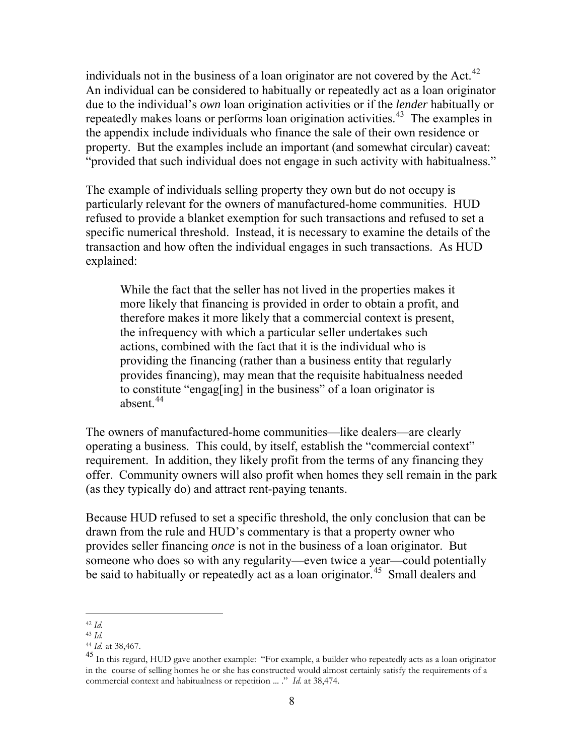individuals not in the business of a loan originator are not covered by the Act.[42] An individual can be considered to habitually or repeatedly act as a loan originator due to the individual's *own* loan origination activities or if the *lender* habitually or repeatedly makes loans or performs loan origination activities.[43] The examples in the appendix include individuals who finance the sale of their own residence or property. But the examples include an important (and somewhat circular) caveat: "provided that such individual does not engage in such activity with habitualness."

The example of individuals selling property they own but do not occupy is particularly relevant for the owners of manufactured-home communities. HUD refused to provide a blanket exemption for such transactions and refused to set a specific numerical threshold. Instead, it is necessary to examine the details of the transaction and how often the individual engages in such transactions. As HUD explained:

> While the fact that the seller has not lived in the properties makes it more likely that financing is provided in order to obtain a profit, and therefore makes it more likely that a commercial context is present, the infrequency with which a particular seller undertakes such actions, combined with the fact that it is the individual who is providing the financing (rather than a business entity that regularly provides financing), may mean that the requisite habitualness needed to constitute "engag[ing] in the business" of a loan originator is absent.[44]

The owners of manufactured-home communities—like dealers—are clearly operating a business. This could, by itself, establish the "commercial context" requirement. In addition, they likely profit from the terms of any financing they offer. Community owners will also profit when homes they sell remain in the park (as they typically do) and attract rent-paying tenants.

Because HUD refused to set a specific threshold, the only conclusion that can be drawn from the rule and HUD's commentary is that a property owner who provides seller financing *once* is not in the business of a loan originator. But someone who does so with any regularity—even twice a year—could potentially be said to habitually or repeatedly act as a loan originator.[45] Small dealers and

---

[42] *Id.*

[43] *Id.*

[44] *Id.* at 38,467.

[45] In this regard, HUD gave another example: "For example, a builder who repeatedly acts as a loan originator in the course of selling homes he or she has constructed would almost certainly satisfy the requirements of a commercial context and habitualness or repetition ... ." *Id.* at 38,474.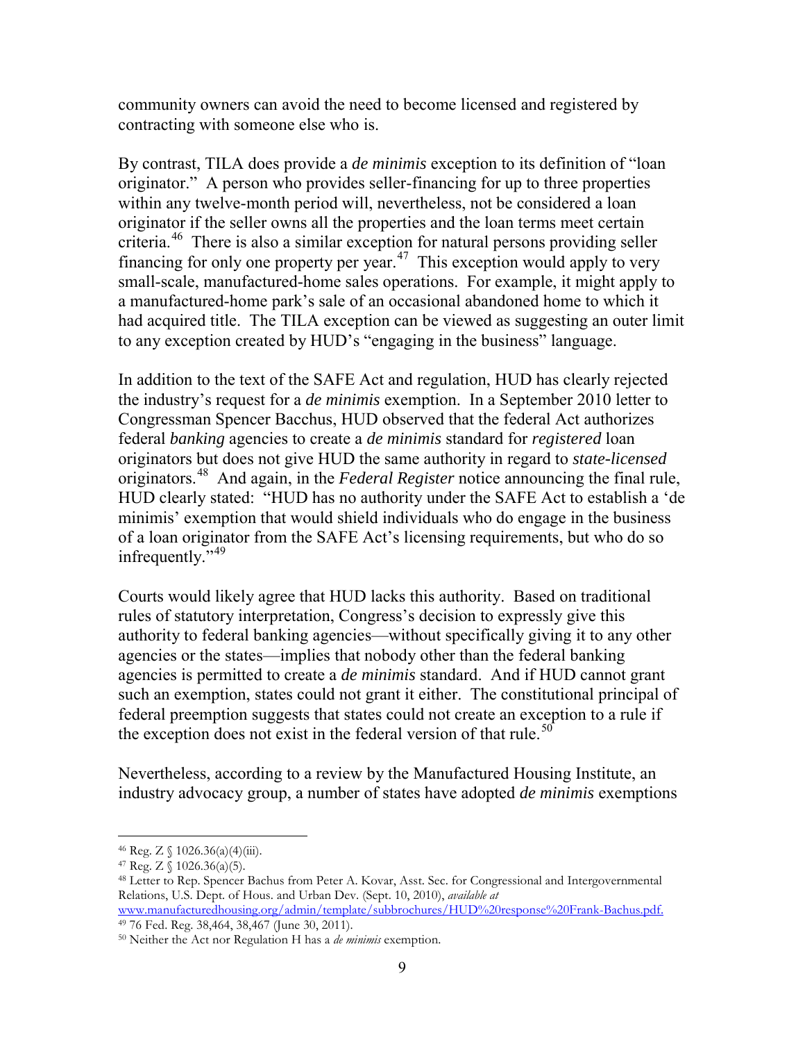community owners can avoid the need to become licensed and registered by contracting with someone else who is.

By contrast, TILA does provide a *de minimis* exception to its definition of "loan originator." A person who provides seller-financing for up to three properties within any twelve-month period will, nevertheless, not be considered a loan originator if the seller owns all the properties and the loan terms meet certain criteria.[46] There is also a similar exception for natural persons providing seller financing for only one property per year.[47] This exception would apply to very small-scale, manufactured-home sales operations. For example, it might apply to a manufactured-home park's sale of an occasional abandoned home to which it had acquired title. The TILA exception can be viewed as suggesting an outer limit to any exception created by HUD's "engaging in the business" language.

In addition to the text of the SAFE Act and regulation, HUD has clearly rejected the industry's request for a *de minimis* exemption. In a September 2010 letter to Congressman Spencer Bacchus, HUD observed that the federal Act authorizes federal *banking* agencies to create a *de minimis* standard for *registered* loan originators but does not give HUD the same authority in regard to *state-licensed* originators.[48] And again, in the *Federal Register* notice announcing the final rule, HUD clearly stated: "HUD has no authority under the SAFE Act to establish a 'de minimis' exemption that would shield individuals who do engage in the business of a loan originator from the SAFE Act's licensing requirements, but who do so infrequently."[49]

Courts would likely agree that HUD lacks this authority. Based on traditional rules of statutory interpretation, Congress's decision to expressly give this authority to federal banking agencies—without specifically giving it to any other agencies or the states—implies that nobody other than the federal banking agencies is permitted to create a *de minimis* standard. And if HUD cannot grant such an exemption, states could not grant it either. The constitutional principal of federal preemption suggests that states could not create an exception to a rule if the exception does not exist in the federal version of that rule.[50]

Nevertheless, according to a review by the Manufactured Housing Institute, an industry advocacy group, a number of states have adopted *de minimis* exemptions

---

[46] Reg. Z § 1026.36(a)(4)(iii).

[47] Reg. Z § 1026.36(a)(5).

[48] Letter to Rep. Spencer Bachus from Peter A. Kovar, Asst. Sec. for Congressional and Intergovernmental Relations, U.S. Dept. of Hous. and Urban Dev. (Sept. 10, 2010), *available at* www.manufacturedhousing.org/admin/template/subbrochures/HUD%20response%20Frank-Bachus.pdf.

[49] 76 Fed. Reg. 38,464, 38,467 (June 30, 2011).

[50] Neither the Act nor Regulation H has a *de minimis* exemption.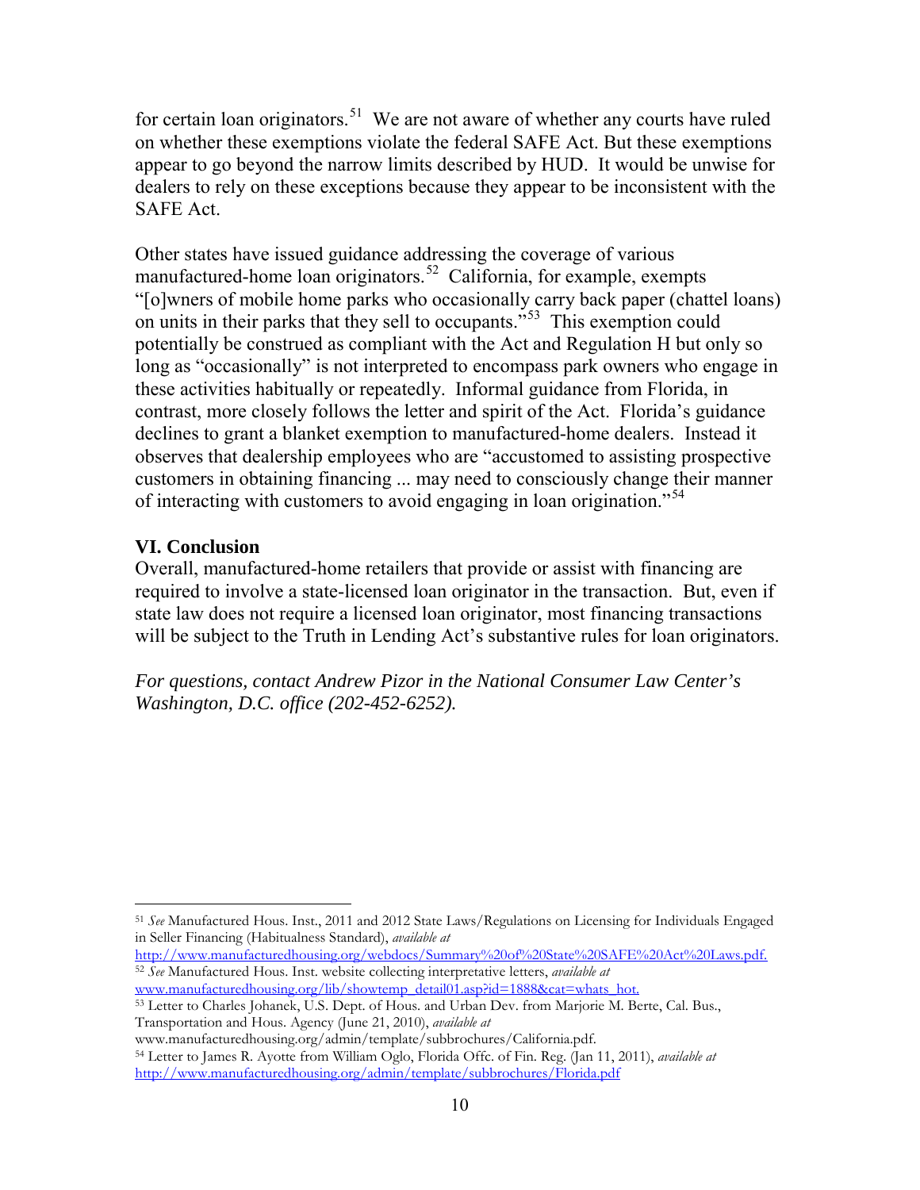for certain loan originators.[51] We are not aware of whether any courts have ruled on whether these exemptions violate the federal SAFE Act. But these exemptions appear to go beyond the narrow limits described by HUD. It would be unwise for dealers to rely on these exceptions because they appear to be inconsistent with the SAFE Act.

Other states have issued guidance addressing the coverage of various manufactured-home loan originators.[52] California, for example, exempts "[o]wners of mobile home parks who occasionally carry back paper (chattel loans) on units in their parks that they sell to occupants."[53] This exemption could potentially be construed as compliant with the Act and Regulation H but only so long as "occasionally" is not interpreted to encompass park owners who engage in these activities habitually or repeatedly. Informal guidance from Florida, in contrast, more closely follows the letter and spirit of the Act. Florida's guidance declines to grant a blanket exemption to manufactured-home dealers. Instead it observes that dealership employees who are "accustomed to assisting prospective customers in obtaining financing ... may need to consciously change their manner of interacting with customers to avoid engaging in loan origination."[54]

## VI. Conclusion

Overall, manufactured-home retailers that provide or assist with financing are required to involve a state-licensed loan originator in the transaction. But, even if state law does not require a licensed loan originator, most financing transactions will be subject to the Truth in Lending Act's substantive rules for loan originators.

*For questions, contact Andrew Pizor in the National Consumer Law Center's Washington, D.C. office (202-452-6252).*

---

[51] *See* Manufactured Hous. Inst., 2011 and 2012 State Laws/Regulations on Licensing for Individuals Engaged in Seller Financing (Habitualness Standard), *available at* http://www.manufacturedhousing.org/webdocs/Summary%20of%20State%20SAFE%20Act%20Laws.pdf.

[52] *See* Manufactured Hous. Inst. website collecting interpretative letters, *available at* www.manufacturedhousing.org/lib/showtemp_detail01.asp?id=1888&cat=whats_hot.

[53] Letter to Charles Johanek, U.S. Dept. of Hous. and Urban Dev. from Marjorie M. Berte, Cal. Bus., Transportation and Hous. Agency (June 21, 2010), *available at* www.manufacturedhousing.org/admin/template/subbrochures/California.pdf.

[54] Letter to James R. Ayotte from William Oglo, Florida Offc. of Fin. Reg. (Jan 11, 2011), *available at* http://www.manufacturedhousing.org/admin/template/subbrochures/Florida.pdf